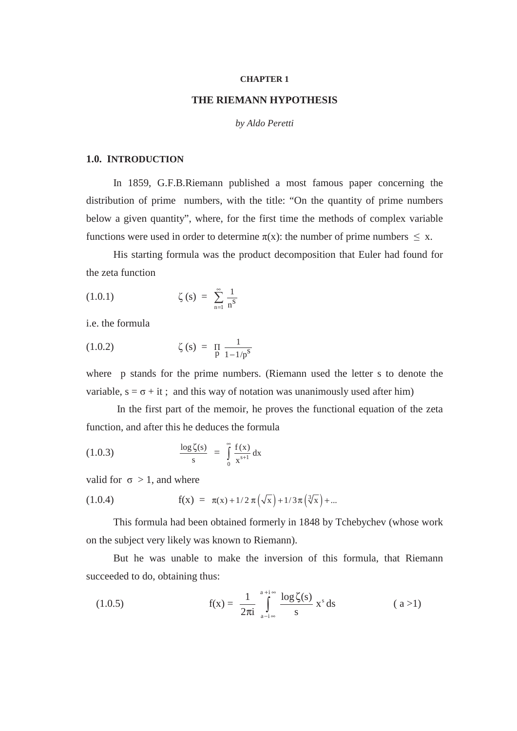**CHAPTER 1**

# THE RIEMANN HYPOTHESIS

*by Aldo Peretti*

## 1.0. INTRODUCTION

In 1859, G.F.B.Riemann published a most famous paper concerning the distribution of prime numbers, with the title: "On the quantity of prime numbers below a given quantity", where, for the first time the methods of complex variable functions were used in order to determine $\pi(x)$: the number of prime numbers $\leq$ x.

His starting formula was the product decomposition that Euler had found for the zeta function

$$(1.0.1) \qquad \zeta(s) = \sum_{n=1}^{\infty} \frac{1}{n^s}$$

i.e. the formula

$$(1.0.2) \qquad \zeta(s) = \prod_p \frac{1}{1-1/p^s}$$

where p stands for the prime numbers. (Riemann used the letter s to denote the variable, $s = \sigma + it$ ; and this way of notation was unanimously used after him)

In the first part of the memoir, he proves the functional equation of the zeta function, and after this he deduces the formula

$$(1.0.3) \qquad \frac{\log \zeta(s)}{s} = \int_0^{\infty} \frac{f(x)}{x^{s+1}} dx$$

valid for $\sigma > 1$, and where

$$(1.0.4) \qquad f(x) = \pi(x) + 1/2\, \pi\left(\sqrt{x}\right) + 1/3\, \pi\left(\sqrt[3]{x}\right) + \ldots$$

This formula had been obtained formerly in 1848 by Tchebychev (whose work on the subject very likely was known to Riemann).

But he was unable to make the inversion of this formula, that Riemann succeeded to do, obtaining thus:

$$(1.0.5) \qquad f(x) = \frac{1}{2\pi i} \int_{a-i\infty}^{a+i\infty} \frac{\log \zeta(s)}{s} x^s \, ds \qquad (a > 1)$$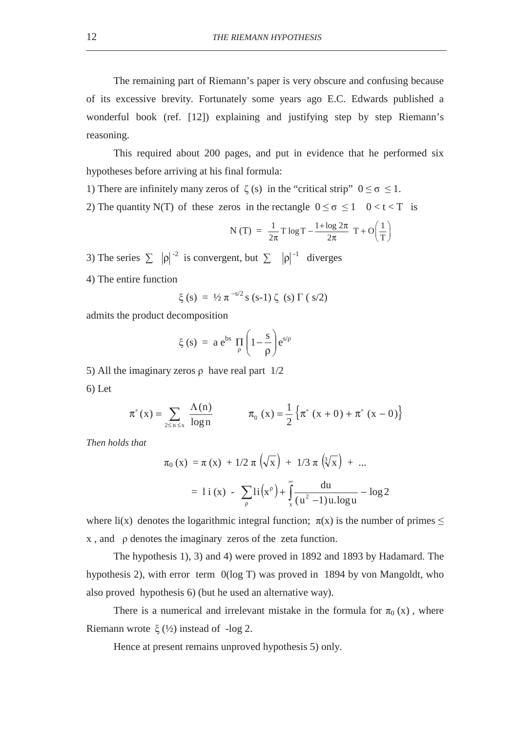The remaining part of Riemann's paper is very obscure and confusing because of its excessive brevity. Fortunately some years ago E.C. Edwards published a wonderful book (ref. [12]) explaining and justifying step by step Riemann's reasoning.

This required about 200 pages, and put in evidence that he performed six hypotheses before arriving at his final formula:

1) There are infinitely many zeros of $\zeta(s)$ in the "critical strip" $0 \leq \sigma \leq 1$.

2) The quantity $N(T)$ of these zeros in the rectangle $0 \leq \sigma \leq 1 \quad 0 < t < T$ is

$$N(T) = \frac{1}{2\pi} T \log T - \frac{1 + \log 2\pi}{2\pi} T + O\left(\frac{1}{T}\right)$$

3) The series $\sum |\rho|^{-2}$ is convergent, but $\sum |\rho|^{-1}$ diverges

4) The entire function

$$\xi(s) = \tfrac{1}{2} \pi^{-s/2} s(s-1) \zeta(s) \Gamma(s/2)$$

admits the product decomposition

$$\xi(s) = a e^{bs} \prod_{\rho} \left(1 - \frac{s}{\rho}\right) e^{s/\rho}$$

5) All the imaginary zeros $\rho$ have real part $1/2$

6) Let

$$\pi^*(x) = \sum_{2 \leq n \leq x} \frac{\Lambda(n)}{\log n} \qquad \pi_0(x) = \frac{1}{2}\left\{\pi^*(x+0) + \pi^*(x-0)\right\}$$

*Then holds that*

$$\pi_0(x) = \pi(x) + 1/2\, \pi\left(\sqrt{x}\right) + 1/3\, \pi\left(\sqrt[3]{x}\right) + \ldots$$

$$= \mathrm{li}(x) - \sum_{\rho} \mathrm{li}\left(x^{\rho}\right) + \int_x^{\infty} \frac{du}{(u^2 - 1) u . \log u} - \log 2$$

where $\mathrm{li}(x)$ denotes the logarithmic integral function; $\pi(x)$ is the number of primes $\leq x$, and $\rho$ denotes the imaginary zeros of the zeta function.

The hypothesis 1), 3) and 4) were proved in 1892 and 1893 by Hadamard. The hypothesis 2), with error term $0(\log T)$ was proved in 1894 by von Mangoldt, who also proved hypothesis 6) (but he used an alternative way).

There is a numerical and irrelevant mistake in the formula for $\pi_0(x)$, where Riemann wrote $\xi(\tfrac{1}{2})$ instead of $-\log 2$.

Hence at present remains unproved hypothesis 5) only.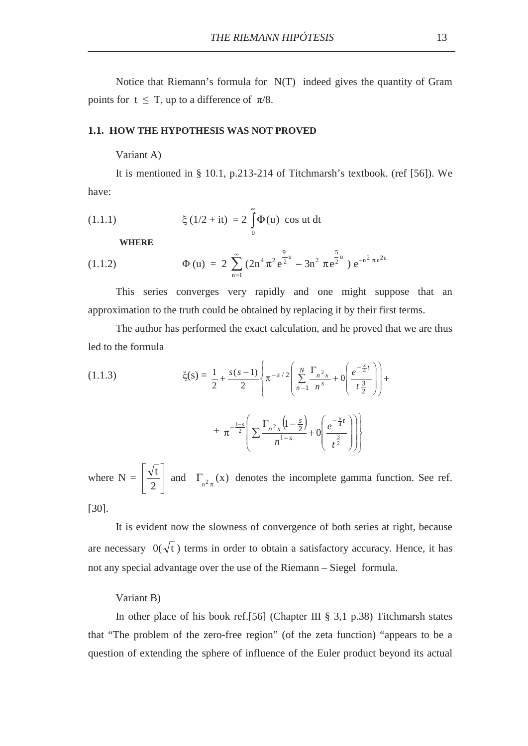Notice that Riemann's formula for N(T) indeed gives the quantity of Gram points for $t \leq T$, up to a difference of $\pi/8$.

### 1.1. HOW THE HYPOTHESIS WAS NOT PROVED

Variant A)

It is mentioned in § 10.1, p.213-214 of Titchmarsh's textbook. (ref [56]). We have:

$$
(1.1.1) \qquad \xi\,(1/2 + it) = 2 \int_0^\infty \Phi(u)\ \cos ut\ dt
$$

**WHERE**

$$
(1.1.2) \qquad \Phi\,(u) = 2 \sum_{n=1}^{\infty} (2n^4 \pi^2 e^{\frac{9}{2}u} - 3n^2\, \pi e^{\frac{5}{2}u}\,)\ e^{-n^2 \pi e^{2u}}
$$

This series converges very rapidly and one might suppose that an approximation to the truth could be obtained by replacing it by their first terms.

The author has performed the exact calculation, and he proved that we are thus led to the formula

$$
(1.1.3) \qquad \xi(s) = \frac{1}{2} + \frac{s(s-1)}{2}\left\{\pi^{-s/2}\left(\sum_{n-1}^{N} \frac{\Gamma_{n^2 x}}{n^s} + 0\left(\frac{e^{-\frac{x}{4}t}}{t^{\frac{3}{2}}}\right)\right) + \right.
$$

$$
\left. + \ \pi^{-\frac{1-s}{2}}\left(\sum \frac{\Gamma_{n^2 x}\left(1-\frac{s}{2}\right)}{n^{1-s}} + 0\left(\frac{e^{-\frac{x}{4}t}}{t^{\frac{3}{2}}}\right)\right)\right\}
$$

where $N = \left[\dfrac{\sqrt{t}}{2}\right]$ and $\Gamma_{n^2\pi}(x)$ denotes the incomplete gamma function. See ref. [30].

It is evident now the slowness of convergence of both series at right, because are necessary $0(\sqrt{t}\,)$ terms in order to obtain a satisfactory accuracy. Hence, it has not any special advantage over the use of the Riemann – Siegel formula.

Variant B)

In other place of his book ref.[56] (Chapter III § 3,1 p.38) Titchmarsh states that "The problem of the zero-free region" (of the zeta function) "appears to be a question of extending the sphere of influence of the Euler product beyond its actual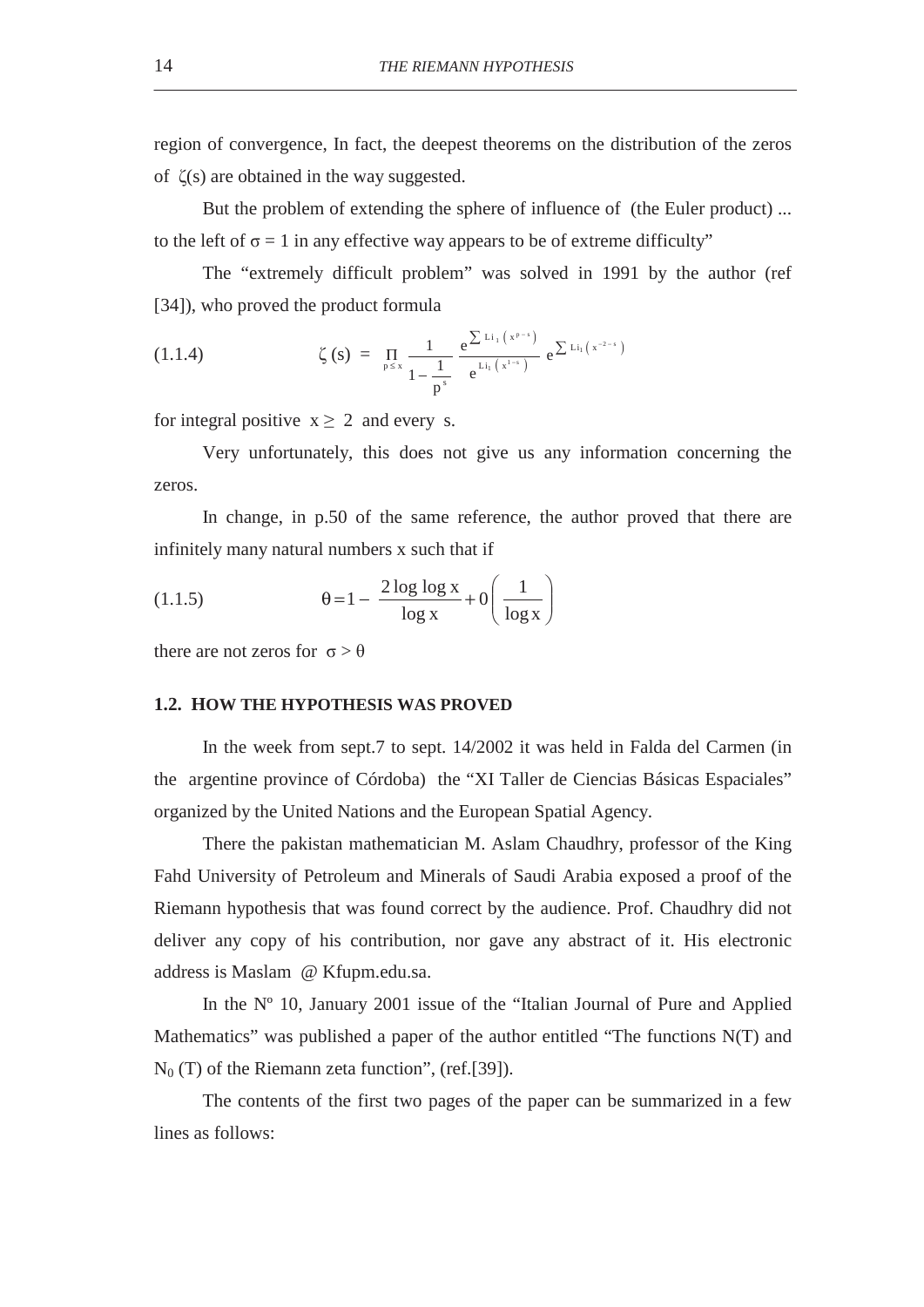region of convergence, In fact, the deepest theorems on the distribution of the zeros of $\zeta(s)$ are obtained in the way suggested.

But the problem of extending the sphere of influence of (the Euler product) ... to the left of $\sigma = 1$ in any effective way appears to be of extreme difficulty"

The "extremely difficult problem" was solved in 1991 by the author (ref [34]), who proved the product formula

$$\zeta(s) = \prod_{p \le x} \frac{1}{1-\frac{1}{p^s}} \frac{e^{\sum \mathrm{Li}_1\left(x^{\rho-s}\right)}}{e^{\mathrm{Li}_1\left(x^{1-s}\right)}} e^{\sum \mathrm{Li}_1\left(x^{-2-s}\right)} \tag{1.1.4}$$

for integral positive $x \ge 2$ and every $s$.

Very unfortunately, this does not give us any information concerning the zeros.

In change, in p.50 of the same reference, the author proved that there are infinitely many natural numbers x such that if

$$\theta = 1 - \frac{2 \log \log x}{\log x} + 0\left(\frac{1}{\log x}\right) \tag{1.1.5}$$

there are not zeros for $\sigma > \theta$

### 1.2. HOW THE HYPOTHESIS WAS PROVED

In the week from sept.7 to sept. 14/2002 it was held in Falda del Carmen (in the argentine province of Córdoba) the "XI Taller de Ciencias Básicas Espaciales" organized by the United Nations and the European Spatial Agency.

There the pakistan mathematician M. Aslam Chaudhry, professor of the King Fahd University of Petroleum and Minerals of Saudi Arabia exposed a proof of the Riemann hypothesis that was found correct by the audience. Prof. Chaudhry did not deliver any copy of his contribution, nor gave any abstract of it. His electronic address is Maslam @ Kfupm.edu.sa.

In the Nº 10, January 2001 issue of the "Italian Journal of Pure and Applied Mathematics" was published a paper of the author entitled "The functions N(T) and $N_0$ (T) of the Riemann zeta function", (ref.[39]).

The contents of the first two pages of the paper can be summarized in a few lines as follows: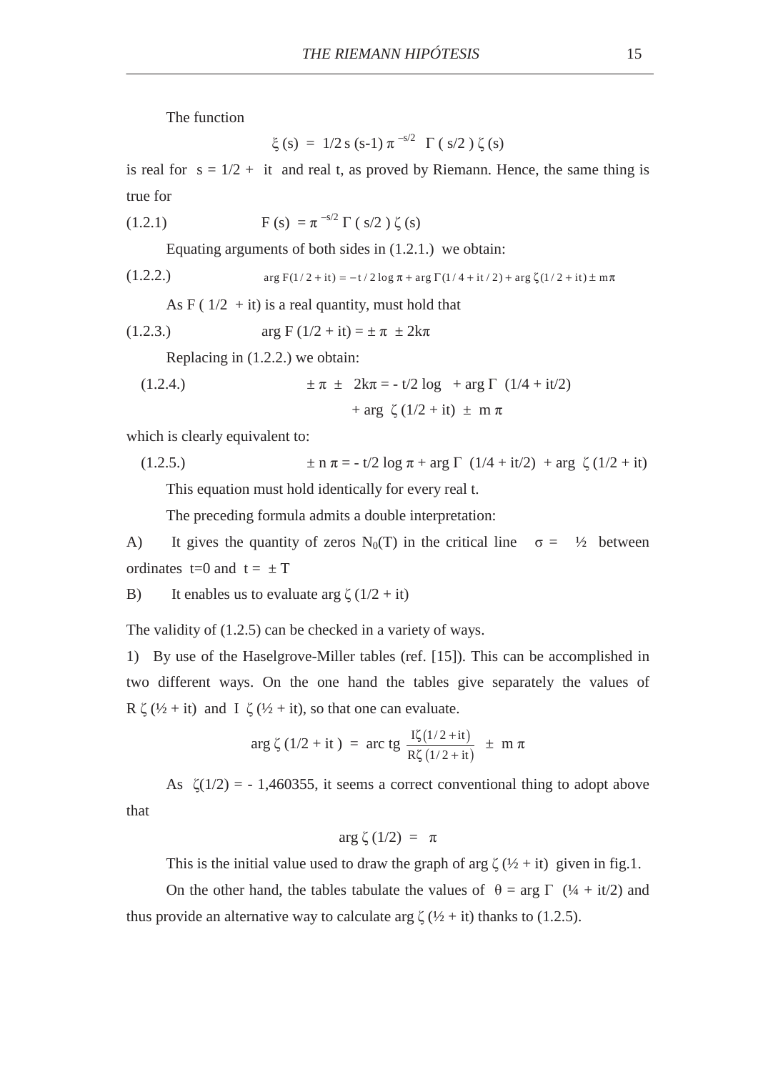The function

$$\xi(s) = 1/2\, s\, (s-1)\, \pi^{-s/2}\, \Gamma(s/2)\, \zeta(s)$$

is real for $s = 1/2 + it$ and real t, as proved by Riemann. Hence, the same thing is true for

$$F(s) = \pi^{-s/2}\, \Gamma(s/2)\, \zeta(s) \tag{1.2.1}$$

Equating arguments of both sides in (1.2.1.) we obtain:

$$\arg F(1/2 + it) = -t/2 \log \pi + \arg \Gamma(1/4 + it/2) + \arg \zeta(1/2 + it) \pm m\pi \tag{1.2.2.}$$

As F ( 1/2 + it) is a real quantity, must hold that

$$\arg F(1/2 + it) = \pm \pi \pm 2k\pi \tag{1.2.3.}$$

Replacing in (1.2.2.) we obtain:

$$\pm \pi \pm 2k\pi = -t/2 \log \;\; + \arg \Gamma(1/4 + it/2) + \arg \zeta(1/2 + it) \pm m\pi \tag{1.2.4.}$$

which is clearly equivalent to:

$$\pm n\pi = -t/2 \log \pi + \arg \Gamma(1/4 + it/2) + \arg \zeta(1/2 + it) \tag{1.2.5.}$$

This equation must hold identically for every real t.

The preceding formula admits a double interpretation:

A) It gives the quantity of zeros $N_0(T)$ in the critical line $\sigma = ½$ between ordinates $t=0$ and $t = \pm T$

B) It enables us to evaluate $\arg \zeta(1/2 + it)$

The validity of (1.2.5) can be checked in a variety of ways.

1) By use of the Haselgrove-Miller tables (ref. [15]). This can be accomplished in two different ways. On the one hand the tables give separately the values of $R\,\zeta(½ + it)$ and $I\,\zeta(½ + it)$, so that one can evaluate.

$$\arg \zeta(1/2 + it) = \text{arc tg}\, \frac{I\zeta(1/2 + it)}{R\zeta(1/2 + it)} \pm m\pi$$

As $\zeta(1/2) = -1{,}460355$, it seems a correct conventional thing to adopt above that

$$\arg \zeta(1/2) = \pi$$

This is the initial value used to draw the graph of $\arg \zeta(½ + it)$ given in fig.1.

On the other hand, the tables tabulate the values of $\theta = \arg \Gamma(¼ + it/2)$ and thus provide an alternative way to calculate $\arg \zeta(½ + it)$ thanks to (1.2.5).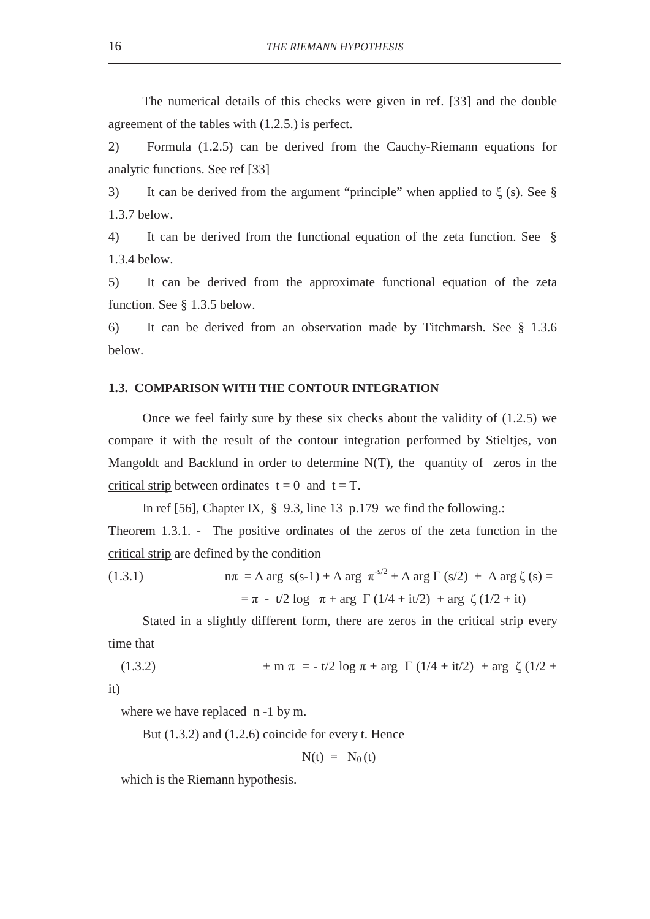The numerical details of this checks were given in ref. [33] and the double agreement of the tables with (1.2.5.) is perfect.

2) Formula (1.2.5) can be derived from the Cauchy-Riemann equations for analytic functions. See ref [33]

3) It can be derived from the argument "principle" when applied to $\xi$ (s). See § 1.3.7 below.

4) It can be derived from the functional equation of the zeta function. See § 1.3.4 below.

5) It can be derived from the approximate functional equation of the zeta function. See § 1.3.5 below.

6) It can be derived from an observation made by Titchmarsh. See § 1.3.6 below.

### 1.3. COMPARISON WITH THE CONTOUR INTEGRATION

Once we feel fairly sure by these six checks about the validity of (1.2.5) we compare it with the result of the contour integration performed by Stieltjes, von Mangoldt and Backlund in order to determine N(T), the quantity of zeros in the critical strip between ordinates $t = 0$ and $t = T$.

In ref [56], Chapter IX, § 9.3, line 13 p.179 we find the following.:

Theorem 1.3.1. - The positive ordinates of the zeros of the zeta function in the critical strip are defined by the condition

(1.3.1)
$$n\pi = \Delta \arg s(s-1) + \Delta \arg \pi^{-s/2} + \Delta \arg \Gamma(s/2) + \Delta \arg \zeta(s) =$$
$$= \pi - t/2 \log \pi + \arg \Gamma(1/4 + it/2) + \arg \zeta(1/2 + it)$$

Stated in a slightly different form, there are zeros in the critical strip every time that

(1.3.2)
$$\pm m\pi = - t/2 \log \pi + \arg \Gamma(1/4 + it/2) + \arg \zeta(1/2 + it)$$

where we have replaced n -1 by m.

But (1.3.2) and (1.2.6) coincide for every t. Hence

$$N(t) = N_0(t)$$

which is the Riemann hypothesis.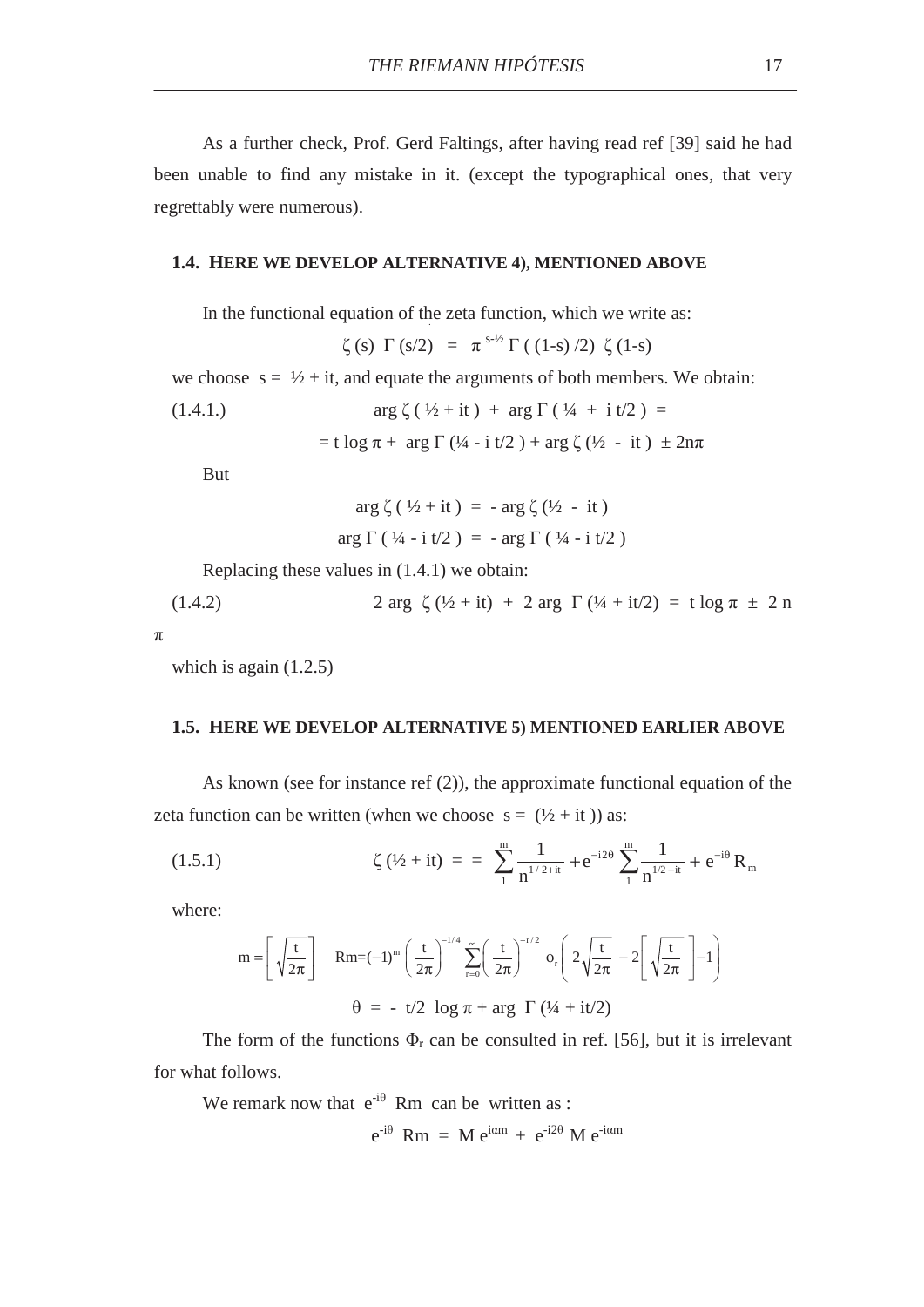As a further check, Prof. Gerd Faltings, after having read ref [39] said he had been unable to find any mistake in it. (except the typographical ones, that very regrettably were numerous).

### 1.4. HERE WE DEVELOP ALTERNATIVE 4), MENTIONED ABOVE

In the functional equation of the zeta function, which we write as:

$$\zeta(s)\ \Gamma(s/2) = \pi^{s-½}\ \Gamma((1-s)/2)\ \zeta(1-s)$$

we choose $s = ½ + it$, and equate the arguments of both members. We obtain:

(1.4.1.)
$$\arg \zeta(½ + it) + \arg \Gamma(¼ + i\,t/2) =$$
$$= t \log \pi + \arg \Gamma(¼ - i\,t/2) + \arg \zeta(½ - it) \pm 2n\pi$$

But

$$\arg \zeta(½ + it) = -\arg \zeta(½ - it)$$
$$\arg \Gamma(¼ - i\,t/2) = -\arg \Gamma(¼ - i\,t/2)$$

Replacing these values in (1.4.1) we obtain:

(1.4.2)
$$2 \arg \zeta(½ + it) + 2 \arg \Gamma(¼ + it/2) = t \log \pi \pm 2n\pi$$

which is again (1.2.5)

### 1.5. HERE WE DEVELOP ALTERNATIVE 5) MENTIONED EARLIER ABOVE

As known (see for instance ref (2)), the approximate functional equation of the zeta function can be written (when we choose $s = (½ + it)$) as:

(1.5.1)
$$\zeta(½ + it) = \sum_1^m \frac{1}{n^{1/2+it}} + e^{-i2\theta} \sum_1^m \frac{1}{n^{1/2-it}} + e^{-i\theta} R_m$$

where:

$$m = \left[\sqrt{\frac{t}{2\pi}}\right] \qquad Rm = (-1)^m \left(\frac{t}{2\pi}\right)^{-1/4} \sum_{r=0}^{\infty} \left(\frac{t}{2\pi}\right)^{-r/2} \phi_r\left(2\sqrt{\frac{t}{2\pi}} - 2\left[\sqrt{\frac{t}{2\pi}}\right] - 1\right)$$

$$\theta = -\ t/2\ \log \pi + \arg\ \Gamma(¼ + it/2)$$

The form of the functions $\Phi_r$ can be consulted in ref. [56], but it is irrelevant for what follows.

We remark now that $e^{-i\theta}$ Rm can be written as :

$$e^{-i\theta}\ Rm = M\, e^{i\alpha m} + e^{-i2\theta}\, M\, e^{-i\alpha m}$$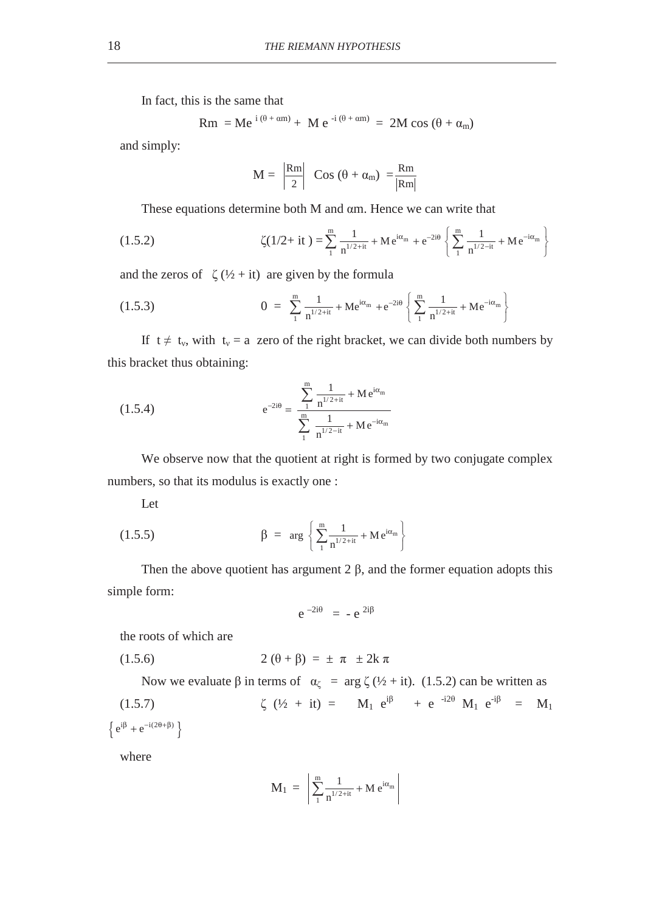In fact, this is the same that

$$\text{Rm} = \text{M}e^{\,i(\theta + \alpha m)} + \text{M}\, e^{-i(\theta + \alpha m)} = 2\text{M} \cos(\theta + \alpha_m)$$

and simply:

$$\text{M} = \left|\frac{\text{Rm}}{2}\right| \quad \text{Cos}(\theta + \alpha_m) = \frac{\text{Rm}}{|\text{Rm}|}$$

These equations determine both M and αm. Hence we can write that

$$\zeta(1/2 + it) = \sum_1^m \frac{1}{n^{1/2+it}} + \text{M}\, e^{i\alpha_m} + e^{-2i\theta}\left\{\sum_1^m \frac{1}{n^{1/2-it}} + \text{M}\, e^{-i\alpha_m}\right\} \tag{1.5.2}$$

and the zeros of $\zeta(½ + it)$ are given by the formula

$$0 = \sum_1^m \frac{1}{n^{1/2+it}} + \text{M}e^{i\alpha_m} + e^{-2i\theta}\left\{\sum_1^m \frac{1}{n^{1/2+it}} + \text{M}e^{-i\alpha_m}\right\} \tag{1.5.3}$$

If $t \neq t_v$, with $t_v$ = a zero of the right bracket, we can divide both numbers by this bracket thus obtaining:

$$e^{-2i\theta} = \frac{\displaystyle\sum_1^m \frac{1}{n^{1/2+it}} + \text{M}\, e^{i\alpha_m}}{\displaystyle\sum_1^m \frac{1}{n^{1/2-it}} + \text{M}\, e^{-i\alpha_m}} \tag{1.5.4}$$

We observe now that the quotient at right is formed by two conjugate complex numbers, so that its modulus is exactly one :

Let

$$\beta = \arg\left\{\sum_1^m \frac{1}{n^{1/2+it}} + \text{M}\, e^{i\alpha_m}\right\} \tag{1.5.5}$$

Then the above quotient has argument 2 β, and the former equation adopts this simple form:

$$e^{-2i\theta} = -\, e^{2i\beta}$$

the roots of which are

$$2(\theta + \beta) = \pm\, \pi \;\; \pm 2k\,\pi \tag{1.5.6}$$

Now we evaluate β in terms of $\alpha_\zeta = \arg \zeta(½ + it)$. (1.5.2) can be written as

$$\zeta(½ + it) = \text{M}_1\, e^{i\beta} + e^{-i2\theta}\, \text{M}_1\, e^{-i\beta} = \text{M}_1 \left\{e^{i\beta} + e^{-i(2\theta+\beta)}\right\} \tag{1.5.7}$$

where

$$\text{M}_1 = \left|\sum_1^m \frac{1}{n^{1/2+it}} + \text{M}\, e^{i\alpha_m}\right|$$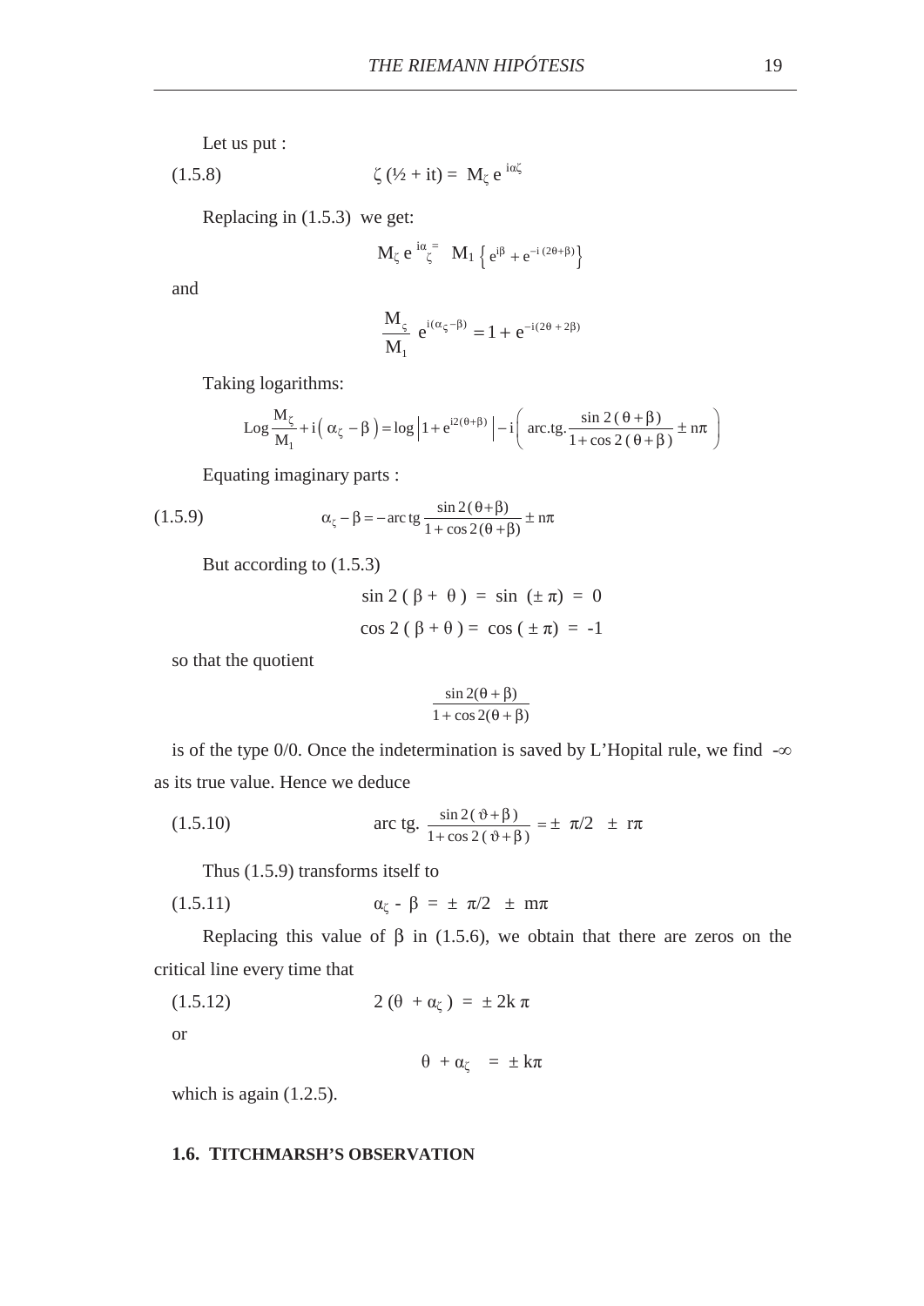Let us put :

$$(1.5.8) \qquad \zeta(\tfrac{1}{2} + it) = M_\zeta \, e^{\,i\alpha\zeta}$$

Replacing in (1.5.3) we get:

$$M_\zeta \, e^{\,i\alpha_\zeta} = M_1 \left\{ e^{i\beta} + e^{-i(2\theta+\beta)} \right\}$$

and

$$\frac{M_\varsigma}{M_1} \, e^{i(\alpha_\varsigma - \beta)} = 1 + e^{-i(2\theta + 2\beta)}$$

Taking logarithms:

$$\mathrm{Log}\frac{M_\zeta}{M_1} + i\left(\alpha_\zeta - \beta\right) = \log\left|1 + e^{i2(\theta+\beta)}\right| - i\left(\text{arc.tg.}\frac{\sin 2(\theta+\beta)}{1+\cos 2(\theta+\beta)} \pm n\pi\right)$$

Equating imaginary parts :

$$(1.5.9) \qquad \alpha_\zeta - \beta = -\,\text{arc tg}\,\frac{\sin 2(\theta+\beta)}{1+\cos 2(\theta+\beta)} \pm n\pi$$

But according to (1.5.3)

$$\sin 2(\beta + \theta) = \sin(\pm\pi) = 0$$

$$\cos 2(\beta + \theta) = \cos(\pm\pi) = -1$$

so that the quotient

$$\frac{\sin 2(\theta+\beta)}{1+\cos 2(\theta+\beta)}$$

is of the type 0/0. Once the indetermination is saved by L'Hopital rule, we find $-\infty$ as its true value. Hence we deduce

$$(1.5.10) \qquad \text{arc tg.}\,\frac{\sin 2(\vartheta+\beta)}{1+\cos 2(\vartheta+\beta)} = \pm\,\pi/2 \pm r\pi$$

Thus (1.5.9) transforms itself to

$$(1.5.11) \qquad \alpha_\zeta - \beta = \pm\,\pi/2 \pm m\pi$$

Replacing this value of $\beta$ in (1.5.6), we obtain that there are zeros on the critical line every time that

$$(1.5.12) \qquad 2(\theta + \alpha_\zeta) = \pm 2k\pi$$

or

$$\theta + \alpha_\zeta = \pm k\pi$$

which is again (1.2.5).

## 1.6. TITCHMARSH'S OBSERVATION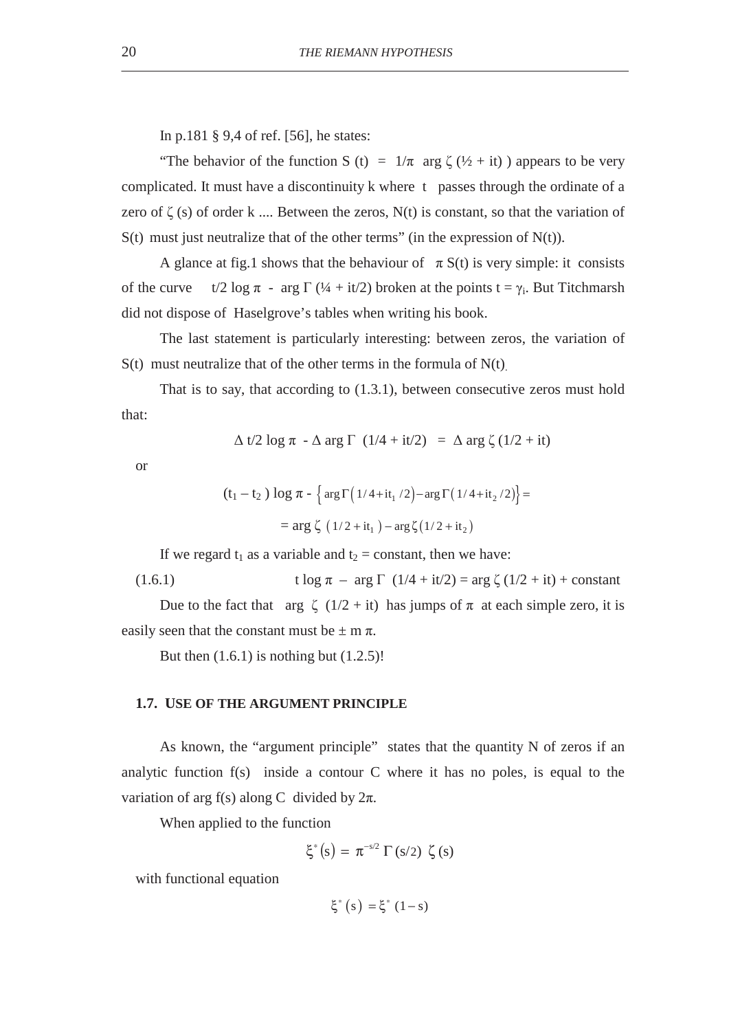In p.181 § 9,4 of ref. [56], he states:

"The behavior of the function $S(t) = 1/\pi \arg \zeta(½ + it)$ ) appears to be very complicated. It must have a discontinuity k where t passes through the ordinate of a zero of $\zeta(s)$ of order k .... Between the zeros, N(t) is constant, so that the variation of S(t) must just neutralize that of the other terms" (in the expression of N(t)).

A glance at fig.1 shows that the behaviour of $\pi S(t)$ is very simple: it consists of the curve $t/2 \log \pi - \arg \Gamma(¼ + it/2)$ broken at the points $t = \gamma_i$. But Titchmarsh did not dispose of Haselgrove's tables when writing his book.

The last statement is particularly interesting: between zeros, the variation of S(t) must neutralize that of the other terms in the formula of N(t).

That is to say, that according to (1.3.1), between consecutive zeros must hold that:

$$\Delta\, t/2 \log \pi - \Delta \arg \Gamma\ (1/4 + it/2) = \Delta \arg \zeta\,(1/2 + it)$$

or

$$(t_1 - t_2) \log \pi - \left\{ \arg\Gamma\left(1/4 + it_1/2\right) - \arg\Gamma\left(1/4 + it_2/2\right) \right\} =$$

$$= \arg \zeta\,\left(1/2 + it_1\right) - \arg\zeta\left(1/2 + it_2\right)$$

If we regard $t_1$ as a variable and $t_2$ = constant, then we have:

$$t \log \pi - \arg \Gamma\ (1/4 + it/2) = \arg \zeta\,(1/2 + it) + \text{constant} \tag{1.6.1}$$

Due to the fact that $\arg \zeta\ (1/2 + it)$ has jumps of $\pi$ at each simple zero, it is easily seen that the constant must be $\pm\, m\, \pi$.

But then (1.6.1) is nothing but (1.2.5)!

## 1.7. USE OF THE ARGUMENT PRINCIPLE

As known, the "argument principle" states that the quantity N of zeros if an analytic function f(s) inside a contour C where it has no poles, is equal to the variation of arg f(s) along C divided by $2\pi$.

When applied to the function

$$\xi^*(s) = \pi^{-s/2}\, \Gamma(s/2)\ \zeta(s)$$

with functional equation

$$\xi^*(s) = \xi^*(1 - s)$$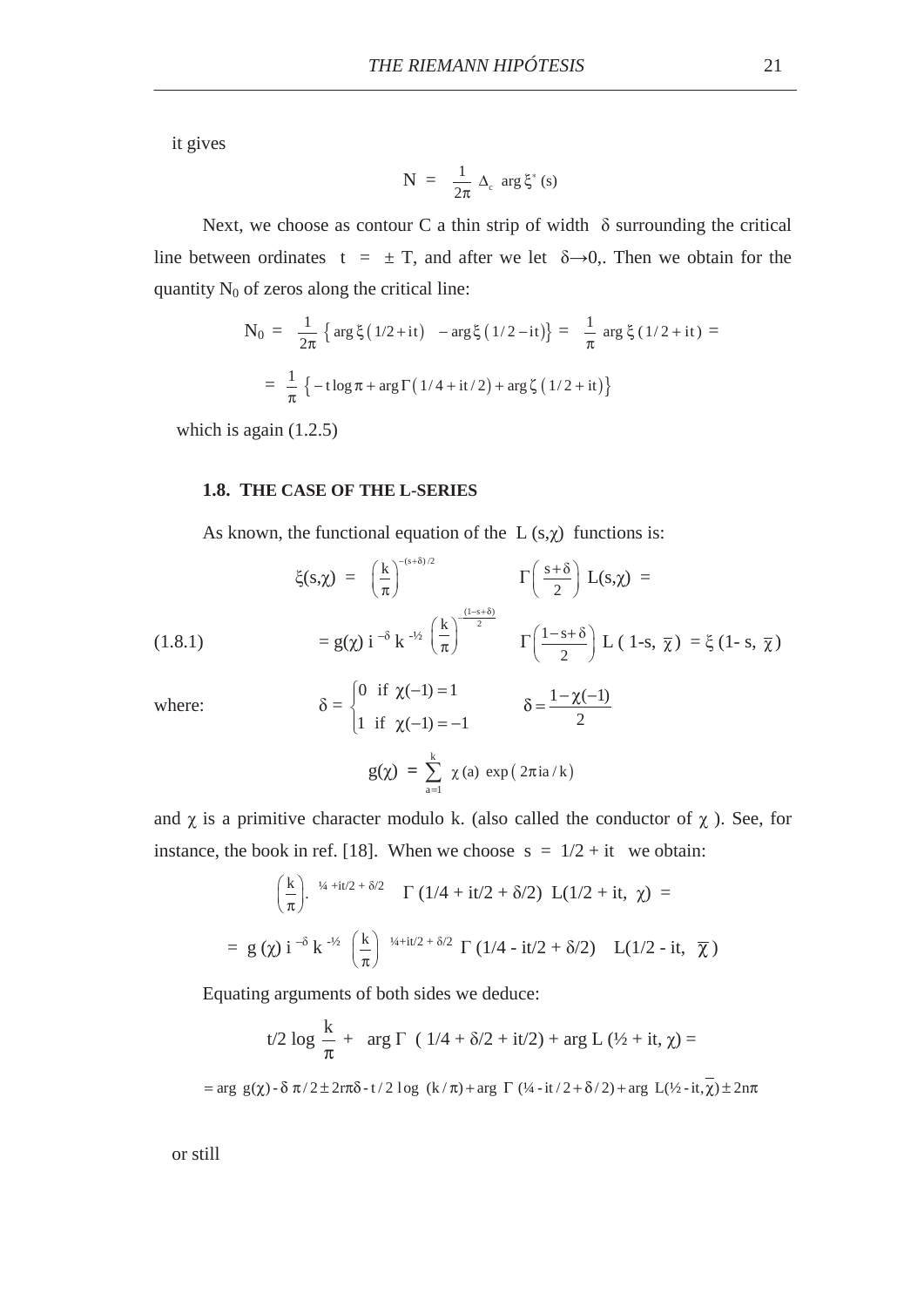it gives

$$N = \frac{1}{2\pi} \Delta_c \arg \xi^*(s)$$

Next, we choose as contour C a thin strip of width $\delta$ surrounding the critical line between ordinates $t = \pm T$, and after we let $\delta \to 0$,. Then we obtain for the quantity $N_0$ of zeros along the critical line:

$$N_0 = \frac{1}{2\pi} \left\{ \arg \xi(1/2 + it) - \arg \xi(1/2 - it) \right\} = \frac{1}{\pi} \arg \xi(1/2 + it) =$$

$$= \frac{1}{\pi} \left\{ -t \log \pi + \arg \Gamma(1/4 + it/2) + \arg \zeta(1/2 + it) \right\}$$

which is again (1.2.5)

### 1.8. THE CASE OF THE L-SERIES

As known, the functional equation of the $L(s,\chi)$ functions is:

$$\xi(s,\chi) = \left(\frac{k}{\pi}\right)^{-(s+\delta)/2} \Gamma\left(\frac{s+\delta}{2}\right) L(s,\chi) =$$

$$= g(\chi)\, i^{-\delta} k^{-1/2} \left(\frac{k}{\pi}\right)^{-\frac{(1-s+\delta)}{2}} \Gamma\left(\frac{1-s+\delta}{2}\right) L(1-s, \overline{\chi}) = \xi(1-s, \overline{\chi}) \tag{1.8.1}$$

where:

$$\delta = \begin{cases} 0 & \text{if } \chi(-1) = 1 \\ 1 & \text{if } \chi(-1) = -1 \end{cases} \qquad \delta = \frac{1-\chi(-1)}{2}$$

$$g(\chi) = \sum_{a=1}^{k} \chi(a) \exp(2\pi i a / k)$$

and $\chi$ is a primitive character modulo k. (also called the conductor of $\chi$ ). See, for instance, the book in ref. [18]. When we choose $s = 1/2 + it$ we obtain:

$$\left(\frac{k}{\pi}\right)^{1/4 + it/2 + \delta/2} \Gamma(1/4 + it/2 + \delta/2)\; L(1/2 + it, \chi) =$$

$$= g(\chi)\, i^{-\delta} k^{-1/2} \left(\frac{k}{\pi}\right)^{1/4 + it/2 + \delta/2} \Gamma(1/4 - it/2 + \delta/2)\; L(1/2 - it, \overline{\chi})$$

Equating arguments of both sides we deduce:

$$t/2 \log \frac{k}{\pi} + \arg \Gamma(1/4 + \delta/2 + it/2) + \arg L(1/2 + it, \chi) =$$

$$= \arg g(\chi) - \delta\, \pi/2 \pm 2r\pi\delta - t/2 \log(k/\pi) + \arg \Gamma(1/4 - it/2 + \delta/2) + \arg L(1/2 - it, \overline{\chi}) \pm 2n\pi$$

or still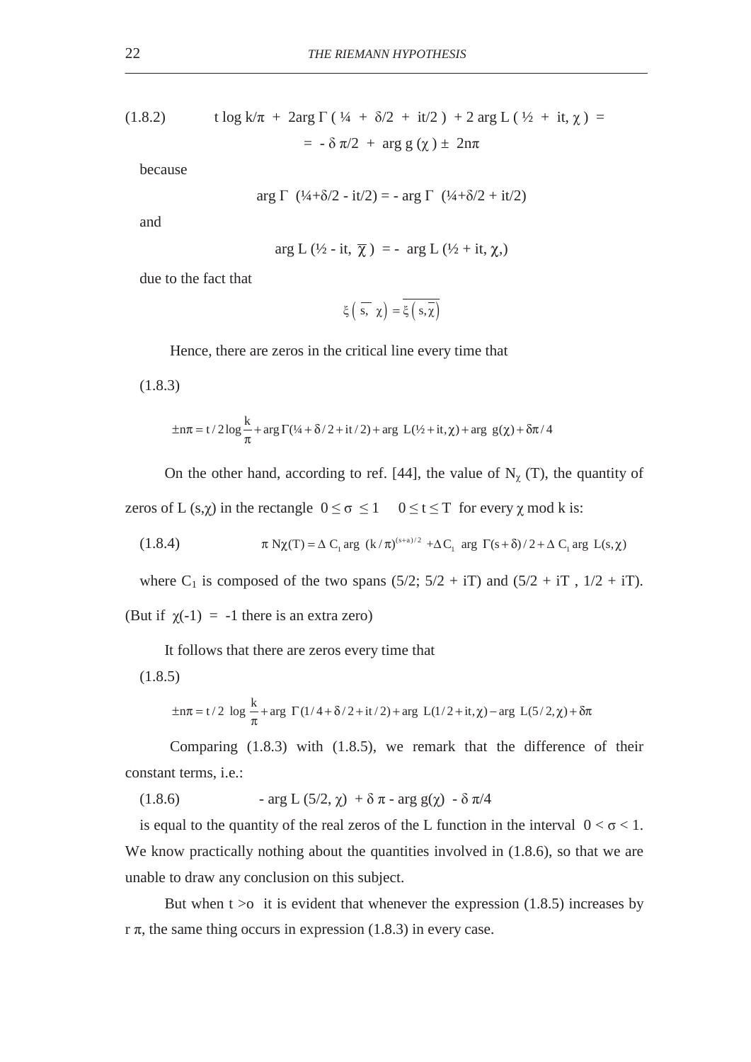(1.8.2) $\quad t \log k/\pi + 2\arg\Gamma(1/4 + \delta/2 + it/2) + 2\arg L(1/2 + it, \chi) =$

$$= -\delta\pi/2 + \arg g(\chi) \pm 2n\pi$$

because

$$\arg\Gamma(1/4+\delta/2 - it/2) = -\arg\Gamma(1/4+\delta/2 + it/2)$$

and

$$\arg L(1/2 - it, \overline{\chi}) = -\arg L(1/2 + it, \chi,)$$

due to the fact that

$$\xi(\overline{s}, \chi) = \overline{\xi(s, \overline{\chi})}$$

Hence, there are zeros in the critical line every time that

(1.8.3)

$$\pm n\pi = t/2 \log\frac{k}{\pi} + \arg\Gamma(1/4 + \delta/2 + it/2) + \arg L(1/2 + it, \chi) + \arg g(\chi) + \delta\pi/4$$

On the other hand, according to ref. [44], the value of $N_\chi(T)$, the quantity of zeros of $L(s,\chi)$ in the rectangle $0 \leq \sigma \leq 1 \quad 0 \leq t \leq T$ for every $\chi$ mod k is:

(1.8.4) $$\pi N\chi(T) = \Delta C_1 \arg (k/\pi)^{(s+a)/2} + \Delta C_1 \arg \Gamma(s+\delta)/2 + \Delta C_1 \arg L(s,\chi)$$

where $C_1$ is composed of the two spans $(5/2; 5/2 + iT)$ and $(5/2 + iT, 1/2 + iT)$. (But if $\chi(-1) = -1$ there is an extra zero)

It follows that there are zeros every time that

(1.8.5)

$$\pm n\pi = t/2 \log\frac{k}{\pi} + \arg\Gamma(1/4 + \delta/2 + it/2) + \arg L(1/2 + it, \chi) - \arg L(5/2, \chi) + \delta\pi$$

Comparing (1.8.3) with (1.8.5), we remark that the difference of their constant terms, i.e.:

(1.8.6) $$-\arg L(5/2, \chi) + \delta\pi - \arg g(\chi) - \delta\pi/4$$

is equal to the quantity of the real zeros of the L function in the interval $0 < \sigma < 1$. We know practically nothing about the quantities involved in (1.8.6), so that we are unable to draw any conclusion on this subject.

But when $t > o$ it is evident that whenever the expression (1.8.5) increases by $r\pi$, the same thing occurs in expression (1.8.3) in every case.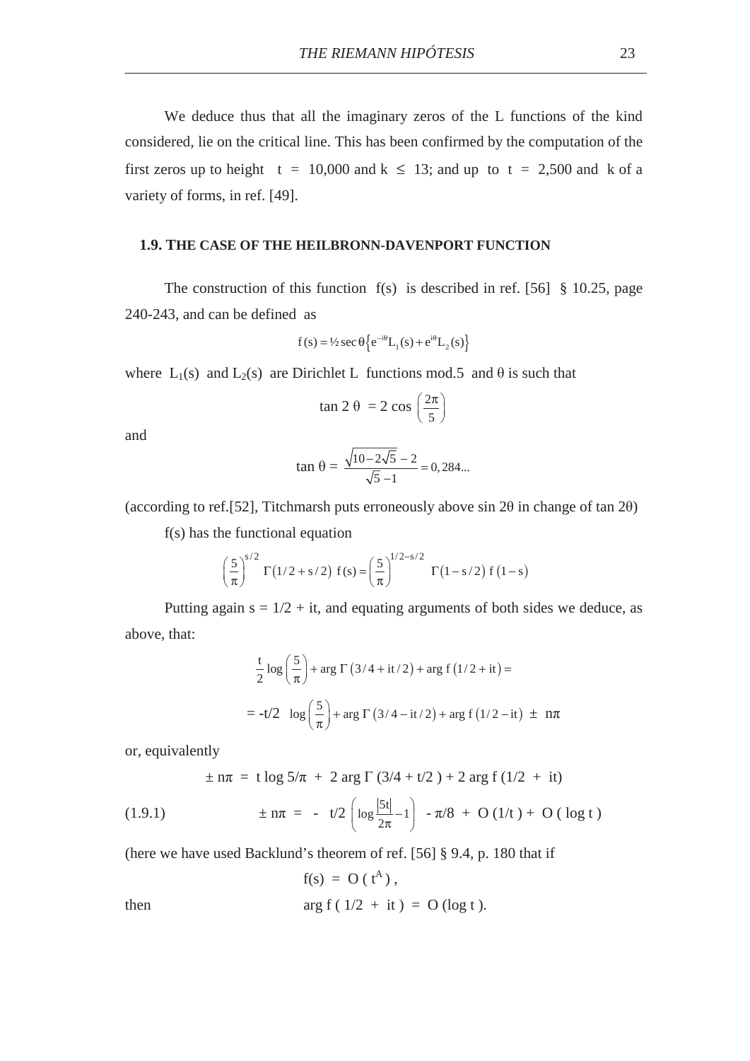We deduce thus that all the imaginary zeros of the L functions of the kind considered, lie on the critical line. This has been confirmed by the computation of the first zeros up to height $t = 10{,}000$ and $k \leq 13$; and up to $t = 2{,}500$ and k of a variety of forms, in ref. [49].

### 1.9. THE CASE OF THE HEILBRONN-DAVENPORT FUNCTION

The construction of this function f(s) is described in ref. [56] § 10.25, page 240-243, and can be defined as

$$f(s) = \tfrac{1}{2}\sec\theta\left\{e^{-i\theta}L_1(s) + e^{i\theta}L_2(s)\right\}$$

where $L_1(s)$ and $L_2(s)$ are Dirichlet L functions mod.5 and θ is such that

$$\tan 2\theta = 2\cos\left(\frac{2\pi}{5}\right)$$

and

$$\tan\theta = \frac{\sqrt{10-2\sqrt{5}} - 2}{\sqrt{5} - 1} = 0{,}284...$$

(according to ref.[52], Titchmarsh puts erroneously above sin 2θ in change of tan 2θ)

f(s) has the functional equation

$$\left(\frac{5}{\pi}\right)^{s/2}\Gamma(1/2 + s/2)\, f(s) = \left(\frac{5}{\pi}\right)^{1/2 - s/2}\Gamma(1 - s/2)\, f(1-s)$$

Putting again $s = 1/2 + it$, and equating arguments of both sides we deduce, as above, that:

$$\frac{t}{2}\log\left(\frac{5}{\pi}\right) + \arg\Gamma(3/4 + it/2) + \arg f(1/2 + it) =$$

$$= -t/2 \;\log\left(\frac{5}{\pi}\right) + \arg\Gamma(3/4 - it/2) + \arg f(1/2 - it) \;\pm\; n\pi$$

or, equivalently

$$\pm\, n\pi = t\log 5/\pi + 2\arg\Gamma(3/4 + t/2) + 2\arg f(1/2 + it)$$

$$\pm\, n\pi = -\; t/2\left(\log\frac{|5t|}{2\pi} - 1\right) - \pi/8 + O(1/t) + O(\log t) \tag{1.9.1}$$

(here we have used Backlund's theorem of ref. [56] § 9.4, p. 180 that if

$$f(s) = O(t^A),$$

then

$$\arg f(1/2 + it) = O(\log t).$$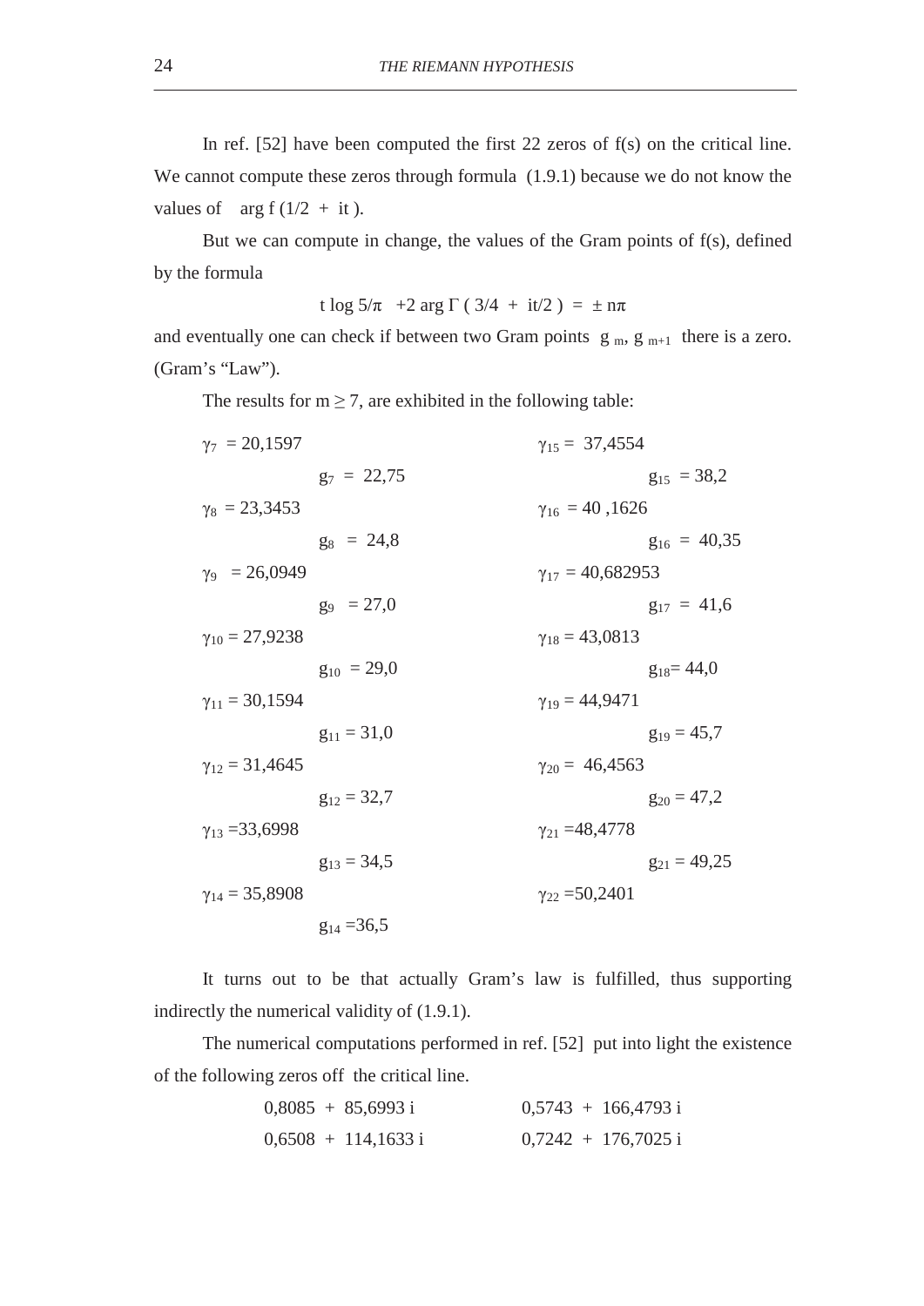In ref. [52] have been computed the first 22 zeros of f(s) on the critical line. We cannot compute these zeros through formula (1.9.1) because we do not know the values of $\arg f(1/2 + it)$.

But we can compute in change, the values of the Gram points of f(s), defined by the formula

$$t \log 5/\pi \;\; +2 \arg \Gamma\,(3/4 + it/2) = \pm n\pi$$

and eventually one can check if between two Gram points $g_m$, $g_{m+1}$ there is a zero. (Gram's "Law").

The results for $m \geq 7$, are exhibited in the following table:

$\gamma_7 = 20{,}1597$

$g_7 = 22{,}75$

$\gamma_8 = 23{,}3453$

$g_8 = 24{,}8$

$\gamma_9 = 26{,}0949$

$g_9 = 27{,}0$

$\gamma_{10} = 27{,}9238$

$g_{10} = 29{,}0$

$\gamma_{11} = 30{,}1594$

$g_{11} = 31{,}0$

$\gamma_{12} = 31{,}4645$

$g_{12} = 32{,}7$

$\gamma_{13} = 33{,}6998$

$g_{13} = 34{,}5$

$\gamma_{14} = 35{,}8908$

$g_{14} = 36{,}5$

$\gamma_{15} = 37{,}4554$

$g_{15} = 38{,}2$

$\gamma_{16} = 40{,}1626$

$g_{16} = 40{,}35$

$\gamma_{17} = 40{,}682953$

$g_{17} = 41{,}6$

$\gamma_{18} = 43{,}0813$

$g_{18} = 44{,}0$

$\gamma_{19} = 44{,}9471$

$g_{19} = 45{,}7$

$\gamma_{20} = 46{,}4563$

$g_{20} = 47{,}2$

$\gamma_{21} = 48{,}4778$

$g_{21} = 49{,}25$

$\gamma_{22} = 50{,}2401$

It turns out to be that actually Gram's law is fulfilled, thus supporting indirectly the numerical validity of (1.9.1).

The numerical computations performed in ref. [52] put into light the existence of the following zeros off the critical line.

$0{,}8085 + 85{,}6993\, i$ $\qquad$ $0{,}5743 + 166{,}4793\, i$

$0{,}6508 + 114{,}1633\, i$ $\qquad$ $0{,}7242 + 176{,}7025\, i$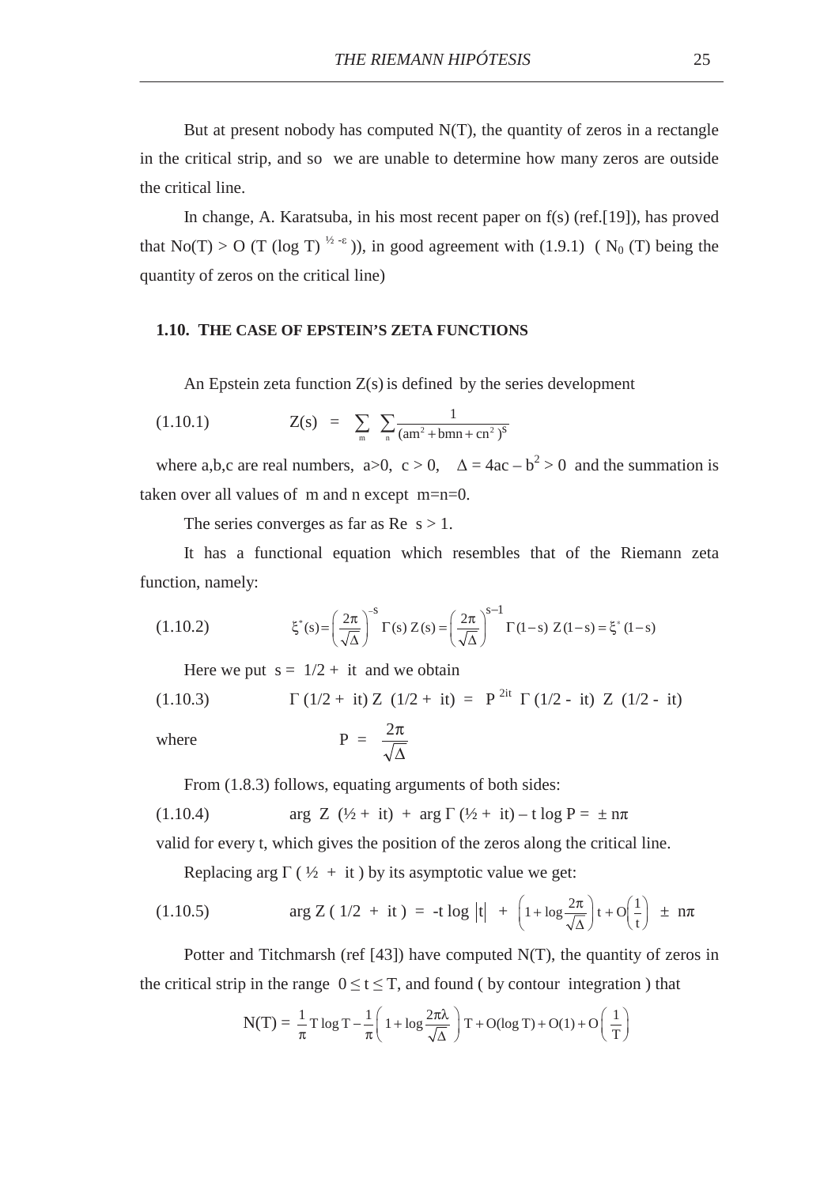But at present nobody has computed N(T), the quantity of zeros in a rectangle in the critical strip, and so we are unable to determine how many zeros are outside the critical line.

In change, A. Karatsuba, in his most recent paper on f(s) (ref.[19]), has proved that $N_0(T) > O(T (\log T)^{½ -ε})$, in good agreement with (1.9.1) ( $N_0(T)$ being the quantity of zeros on the critical line)

### 1.10. THE CASE OF EPSTEIN'S ZETA FUNCTIONS

An Epstein zeta function Z(s) is defined by the series development

$$(1.10.1) \qquad Z(s) = \sum_m \sum_n \frac{1}{(am^2 + bmn + cn^2)^s}$$

where a,b,c are real numbers, a>0, c > 0, $\Delta = 4ac - b^2 > 0$ and the summation is taken over all values of m and n except m=n=0.

The series converges as far as Re s > 1.

It has a functional equation which resembles that of the Riemann zeta function, namely:

$$(1.10.2) \qquad \xi^*(s) = \left(\frac{2\pi}{\sqrt{\Delta}}\right)^{-s} \Gamma(s)\, Z(s) = \left(\frac{2\pi}{\sqrt{\Delta}}\right)^{s-1} \Gamma(1-s)\; Z(1-s) = \xi^*(1-s)$$

Here we put s = 1/2 + it and we obtain

$$(1.10.3) \qquad \Gamma(1/2 + it)\, Z(1/2 + it) = P^{2it}\, \Gamma(1/2 - it)\; Z(1/2 - it)$$

where
$$P = \frac{2\pi}{\sqrt{\Delta}}$$

From (1.8.3) follows, equating arguments of both sides:

$$(1.10.4) \qquad \arg Z(½ + it) + \arg \Gamma(½ + it) - t \log P = \pm n\pi$$

valid for every t, which gives the position of the zeros along the critical line.

Replacing arg Γ ( ½ + it ) by its asymptotic value we get:

$$(1.10.5) \qquad \arg Z(1/2 + it) = -t \log |t| + \left(1 + \log\frac{2\pi}{\sqrt{\Delta}}\right) t + O\left(\frac{1}{t}\right) \pm n\pi$$

Potter and Titchmarsh (ref [43]) have computed N(T), the quantity of zeros in the critical strip in the range $0 \le t \le T$, and found ( by contour integration ) that

$$N(T) = \frac{1}{\pi} T \log T - \frac{1}{\pi}\left(1 + \log\frac{2\pi\lambda}{\sqrt{\Delta}}\right) T + O(\log T) + O(1) + O\left(\frac{1}{T}\right)$$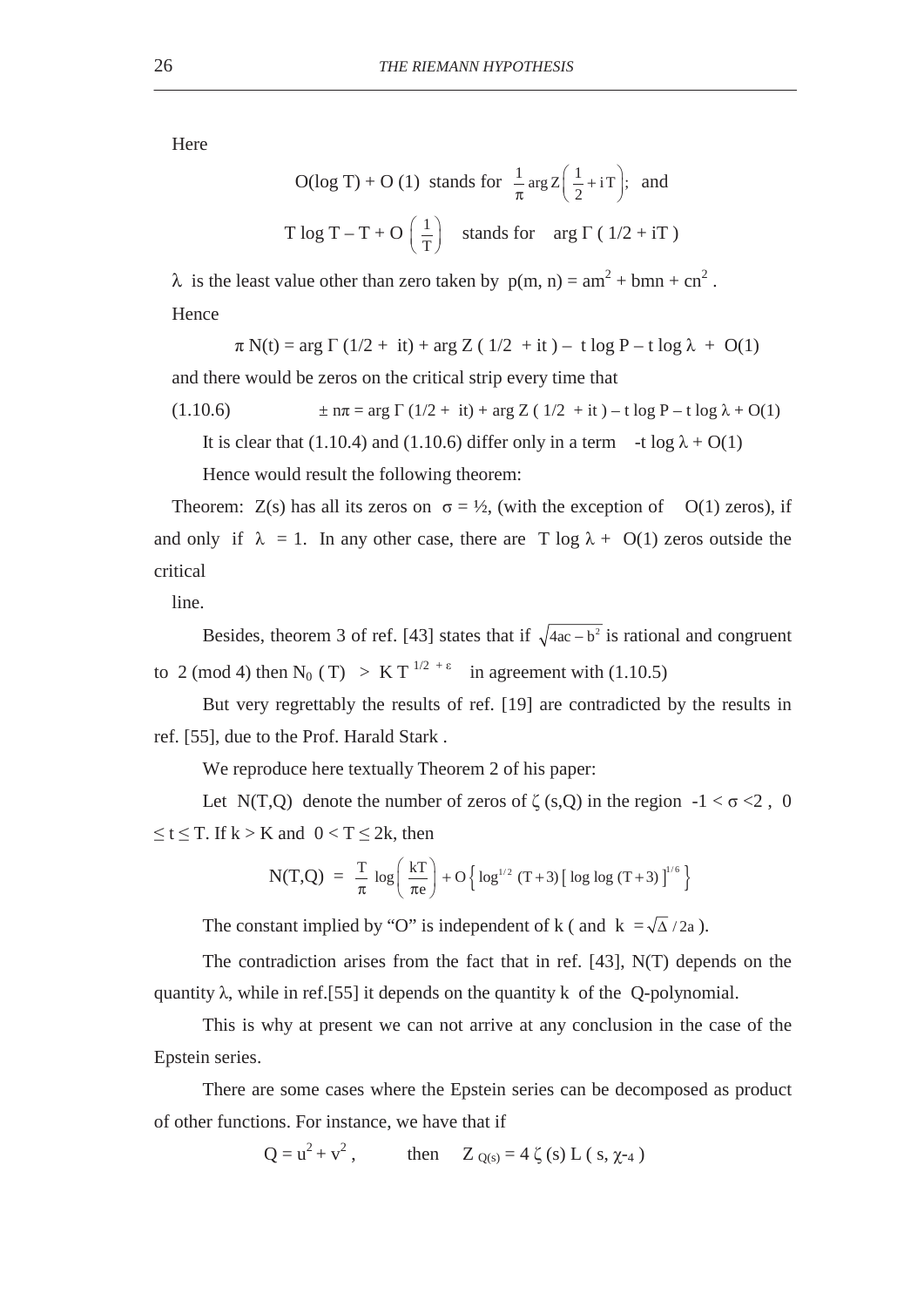Here

$$O(\log T) + O(1) \text{ stands for } \frac{1}{\pi} \arg Z\left(\frac{1}{2} + iT\right); \text{ and}$$

$$T \log T - T + O\left(\frac{1}{T}\right) \quad \text{stands for} \quad \arg \Gamma(1/2 + iT)$$

$\lambda$ is the least value other than zero taken by $p(m, n) = am^2 + bmn + cn^2$.

Hence

$$\pi N(t) = \arg \Gamma(1/2 + it) + \arg Z(1/2 + it) - t \log P - t \log \lambda + O(1)$$

and there would be zeros on the critical strip every time that

(1.10.6) $$\pm n\pi = \arg \Gamma(1/2 + it) + \arg Z(1/2 + it) - t \log P - t \log \lambda + O(1)$$

It is clear that (1.10.4) and (1.10.6) differ only in a term $-t \log \lambda + O(1)$

Hence would result the following theorem:

Theorem: $Z(s)$ has all its zeros on $\sigma = ½$, (with the exception of $O(1)$ zeros), if and only if $\lambda = 1$. In any other case, there are $T \log \lambda + O(1)$ zeros outside the critical

line.

Besides, theorem 3 of ref. [43] states that if $\sqrt{4ac - b^2}$ is rational and congruent to 2 (mod 4) then $N_0(T) > K T^{1/2 + \varepsilon}$ in agreement with (1.10.5)

But very regrettably the results of ref. [19] are contradicted by the results in ref. [55], due to the Prof. Harald Stark .

We reproduce here textually Theorem 2 of his paper:

Let $N(T,Q)$ denote the number of zeros of $\zeta(s,Q)$ in the region $-1 < \sigma < 2$, $0 \leq t \leq T$. If $k > K$ and $0 < T \leq 2k$, then

$$N(T,Q) = \frac{T}{\pi} \log\left(\frac{kT}{\pi e}\right) + O\left\{\log^{1/2}(T+3)\left[\log\log(T+3)\right]^{1/6}\right\}$$

The constant implied by "O" is independent of k ( and $k = \sqrt{\Delta}/2a$ ).

The contradiction arises from the fact that in ref. [43], $N(T)$ depends on the quantity $\lambda$, while in ref.[55] it depends on the quantity $k$ of the Q-polynomial.

This is why at present we can not arrive at any conclusion in the case of the Epstein series.

There are some cases where the Epstein series can be decomposed as product of other functions. For instance, we have that if

$$Q = u^2 + v^2, \qquad \text{then} \qquad Z_{Q(s)} = 4\,\zeta(s)\,L(s, \chi_{-4})$$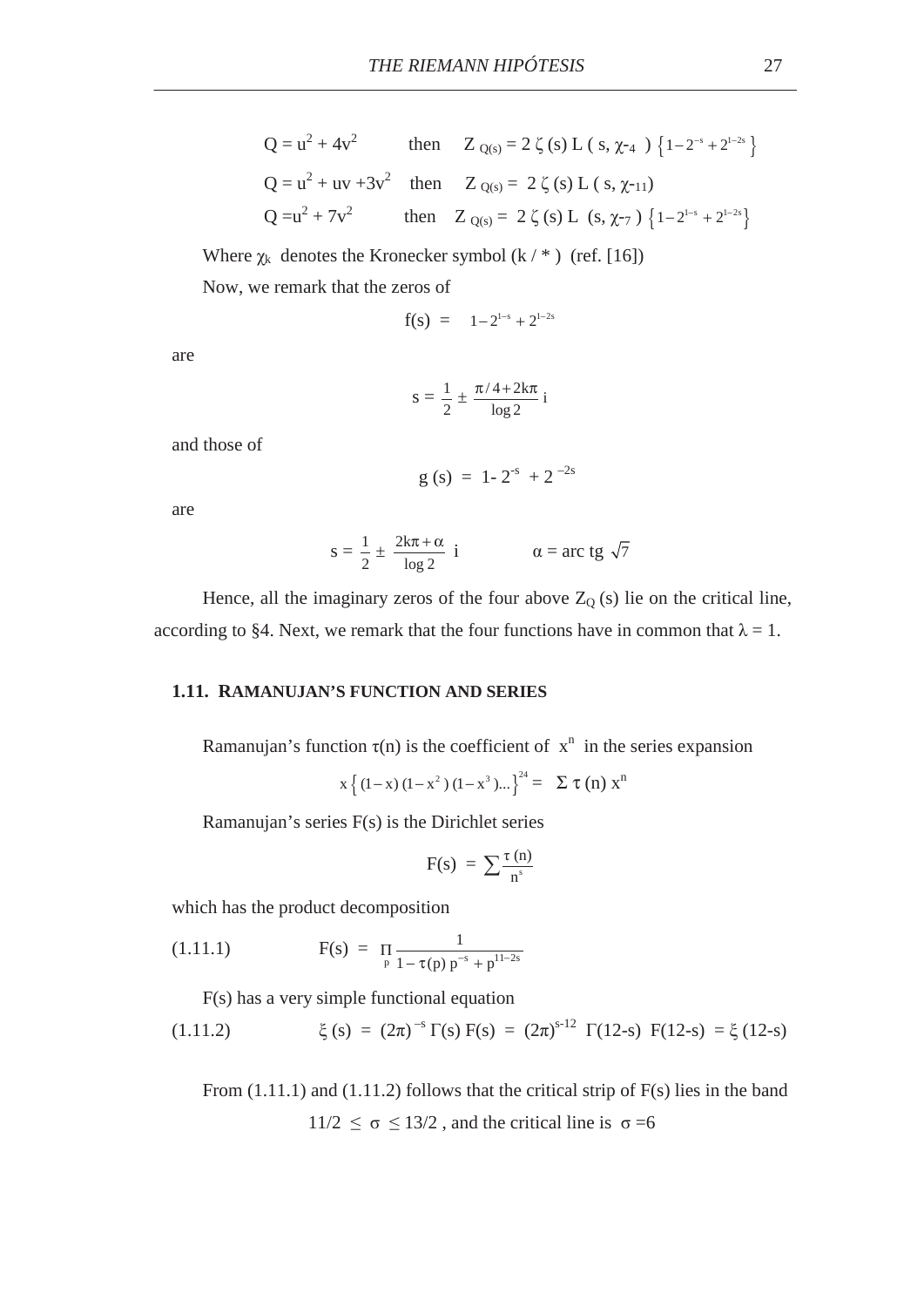$Q = u^2 + 4v^2$ then $Z_{Q(s)} = 2\,\zeta(s)\,L(s, \chi_{-4})\,\left\{1 - 2^{-s} + 2^{1-2s}\right\}$

$Q = u^2 + uv + 3v^2$ then $Z_{Q(s)} = 2\,\zeta(s)\,L(s, \chi_{-11})$

$Q = u^2 + 7v^2$ then $Z_{Q(s)} = 2\,\zeta(s)\,L(s, \chi_{-7})\,\left\{1 - 2^{1-s} + 2^{1-2s}\right\}$

Where $\chi_k$ denotes the Kronecker symbol (k / * ) (ref. [16])

Now, we remark that the zeros of

$$f(s) = 1 - 2^{1-s} + 2^{1-2s}$$

are

$$s = \frac{1}{2} \pm \frac{\pi/4 + 2k\pi}{\log 2}\, i$$

and those of

$$g(s) = 1 - 2^{-s} + 2^{-2s}$$

are

$$s = \frac{1}{2} \pm \frac{2k\pi + \alpha}{\log 2}\, i \qquad \alpha = \text{arc tg } \sqrt{7}$$

Hence, all the imaginary zeros of the four above $Z_Q(s)$ lie on the critical line, according to §4. Next, we remark that the four functions have in common that $\lambda = 1$.

### 1.11. RAMANUJAN'S FUNCTION AND SERIES

Ramanujan's function $\tau(n)$ is the coefficient of $x^n$ in the series expansion

$$x\left\{(1-x)(1-x^2)(1-x^3)\ldots\right\}^{24} = \Sigma\, \tau(n)\, x^n$$

Ramanujan's series F(s) is the Dirichlet series

$$F(s) = \sum \frac{\tau(n)}{n^s}$$

which has the product decomposition

$$F(s) = \prod_p \frac{1}{1 - \tau(p)\, p^{-s} + p^{11-2s}} \tag{1.11.1}$$

F(s) has a very simple functional equation

$$\xi(s) = (2\pi)^{-s}\, \Gamma(s)\, F(s) = (2\pi)^{s-12}\, \Gamma(12-s)\, F(12-s) = \xi(12-s) \tag{1.11.2}$$

From (1.11.1) and (1.11.2) follows that the critical strip of F(s) lies in the band $11/2 \le \sigma \le 13/2$, and the critical line is $\sigma = 6$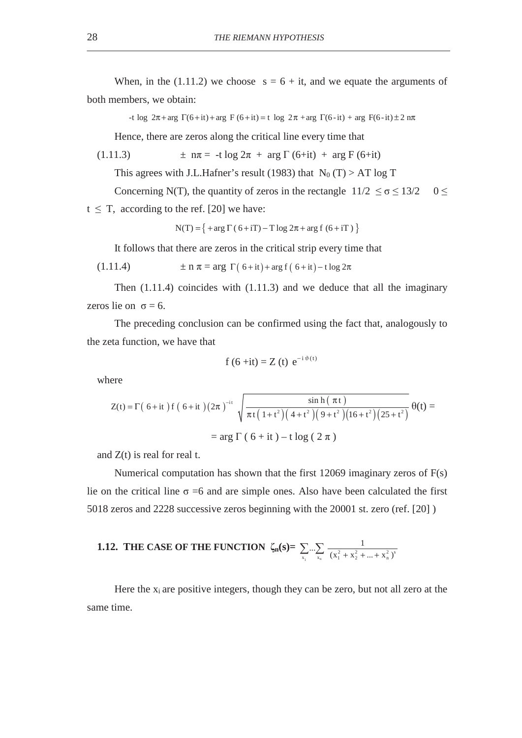When, in the (1.11.2) we choose $s = 6 + it$, and we equate the arguments of both members, we obtain:

$$-t \log 2\pi + \arg \Gamma(6+it) + \arg F(6+it) = t \log 2\pi + \arg \Gamma(6-it) + \arg F(6-it) \pm 2n\pi$$

Hence, there are zeros along the critical line every time that

$$(1.11.3) \qquad \pm n\pi = -t \log 2\pi + \arg \Gamma(6+it) + \arg F(6+it)$$

This agrees with J.L.Hafner's result (1983) that $N_0(T) > AT \log T$

Concerning N(T), the quantity of zeros in the rectangle $11/2 \leq \sigma \leq 13/2 \quad 0 \leq t \leq T$, according to the ref. [20] we have:

$$N(T) = \{ + \arg \Gamma(6+iT) - T \log 2\pi + \arg f(6+iT) \}$$

It follows that there are zeros in the critical strip every time that

$$(1.11.4) \qquad \pm n\pi = \arg \Gamma(6+it) + \arg f(6+it) - t \log 2\pi$$

Then (1.11.4) coincides with (1.11.3) and we deduce that all the imaginary zeros lie on $\sigma = 6$.

The preceding conclusion can be confirmed using the fact that, analogously to the zeta function, we have that

$$f(6+it) = Z(t)\, e^{-i\vartheta(t)}$$

where

$$Z(t) = \Gamma(6+it)\, f(6+it)\, (2\pi)^{-it} \sqrt{\frac{\sin h(\pi t)}{\pi t (1+t^2)(4+t^2)(9+t^2)(16+t^2)(25+t^2)}}\; \theta(t) =$$

$$= \arg \Gamma(6+it) - t \log(2\pi)$$

and Z(t) is real for real t.

Numerical computation has shown that the first 12069 imaginary zeros of F(s) lie on the critical line $\sigma = 6$ and are simple ones. Also have been calculated the first 5018 zeros and 2228 successive zeros beginning with the 20001 st. zero (ref. [20] )

## 1.12. THE CASE OF THE FUNCTION $\zeta_n(s) = \sum_{x_1} \ldots \sum_{x_n} \frac{1}{(x_1^2 + x_2^2 + \ldots + x_n^2)^s}$

Here the $x_i$ are positive integers, though they can be zero, but not all zero at the same time.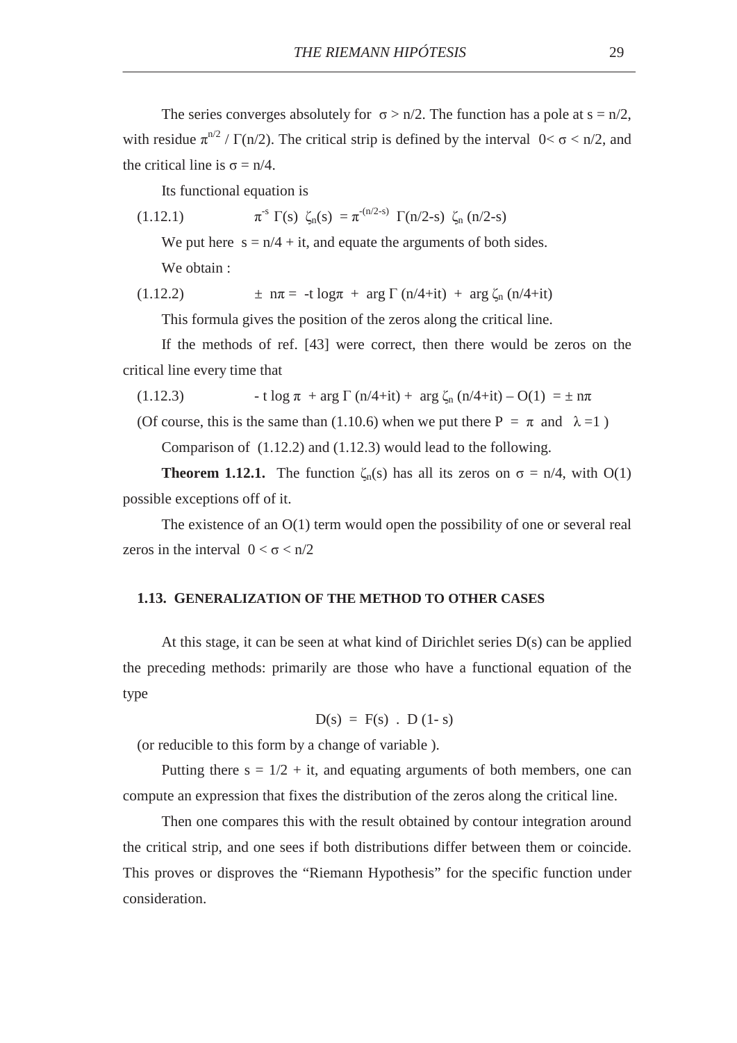The series converges absolutely for $\sigma > n/2$. The function has a pole at $s = n/2$, with residue $\pi^{n/2} / \Gamma(n/2)$. The critical strip is defined by the interval $0 < \sigma < n/2$, and the critical line is $\sigma = n/4$.

Its functional equation is

$$\pi^{-s}\, \Gamma(s)\ \zeta_n(s) = \pi^{-(n/2-s)}\ \Gamma(n/2-s)\ \zeta_n(n/2-s) \tag{1.12.1}$$

We put here $s = n/4 + it$, and equate the arguments of both sides.

We obtain :

$$\pm\ n\pi = -t \log\pi\ +\ \arg\Gamma\,(n/4+it)\ +\ \arg\zeta_n\,(n/4+it) \tag{1.12.2}$$

This formula gives the position of the zeros along the critical line.

If the methods of ref. [43] were correct, then there would be zeros on the critical line every time that

$$-\,t \log \pi\ + \arg\Gamma\,(n/4+it) +\ \arg\zeta_n\,(n/4+it) - O(1)\ = \pm\, n\pi \tag{1.12.3}$$

(Of course, this is the same than (1.10.6) when we put there $P = \pi$ and $\lambda = 1$ )

Comparison of (1.12.2) and (1.12.3) would lead to the following.

**Theorem 1.12.1.** The function $\zeta_n(s)$ has all its zeros on $\sigma = n/4$, with $O(1)$ possible exceptions off of it.

The existence of an $O(1)$ term would open the possibility of one or several real zeros in the interval $0 < \sigma < n/2$

## 1.13. GENERALIZATION OF THE METHOD TO OTHER CASES

At this stage, it can be seen at what kind of Dirichlet series $D(s)$ can be applied the preceding methods: primarily are those who have a functional equation of the type

$$D(s) = F(s)\ .\ D(1-s)$$

(or reducible to this form by a change of variable ).

Putting there $s = 1/2 + it$, and equating arguments of both members, one can compute an expression that fixes the distribution of the zeros along the critical line.

Then one compares this with the result obtained by contour integration around the critical strip, and one sees if both distributions differ between them or coincide. This proves or disproves the "Riemann Hypothesis" for the specific function under consideration.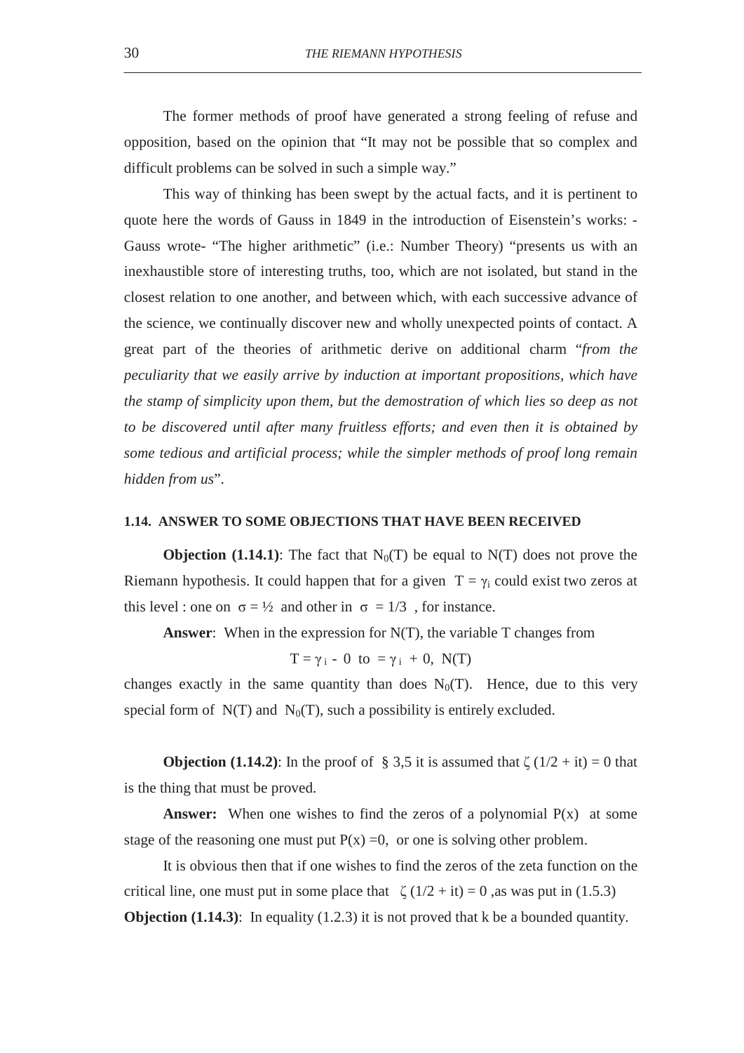The former methods of proof have generated a strong feeling of refuse and opposition, based on the opinion that "It may not be possible that so complex and difficult problems can be solved in such a simple way."

This way of thinking has been swept by the actual facts, and it is pertinent to quote here the words of Gauss in 1849 in the introduction of Eisenstein's works: -Gauss wrote- "The higher arithmetic" (i.e.: Number Theory) "presents us with an inexhaustible store of interesting truths, too, which are not isolated, but stand in the closest relation to one another, and between which, with each successive advance of the science, we continually discover new and wholly unexpected points of contact. A great part of the theories of arithmetic derive on additional charm "*from the peculiarity that we easily arrive by induction at important propositions, which have the stamp of simplicity upon them, but the demostration of which lies so deep as not to be discovered until after many fruitless efforts; and even then it is obtained by some tedious and artificial process; while the simpler methods of proof long remain hidden from us*".

### 1.14. ANSWER TO SOME OBJECTIONS THAT HAVE BEEN RECEIVED

**Objection (1.14.1)**: The fact that $N_0(T)$ be equal to $N(T)$ does not prove the Riemann hypothesis. It could happen that for a given $T = \gamma_i$ could exist two zeros at this level : one on $\sigma = ½$ and other in $\sigma = 1/3$, for instance.

**Answer**: When in the expression for $N(T)$, the variable T changes from

$$T = \gamma_i - 0 \text{ to } = \gamma_i + 0, \; N(T)$$

changes exactly in the same quantity than does $N_0(T)$. Hence, due to this very special form of $N(T)$ and $N_0(T)$, such a possibility is entirely excluded.

**Objection (1.14.2)**: In the proof of § 3,5 it is assumed that $\zeta(1/2 + it) = 0$ that is the thing that must be proved.

**Answer:** When one wishes to find the zeros of a polynomial $P(x)$ at some stage of the reasoning one must put $P(x) = 0$, or one is solving other problem.

It is obvious then that if one wishes to find the zeros of the zeta function on the critical line, one must put in some place that $\zeta(1/2 + it) = 0$ ,as was put in (1.5.3)

**Objection (1.14.3)**: In equality (1.2.3) it is not proved that k be a bounded quantity.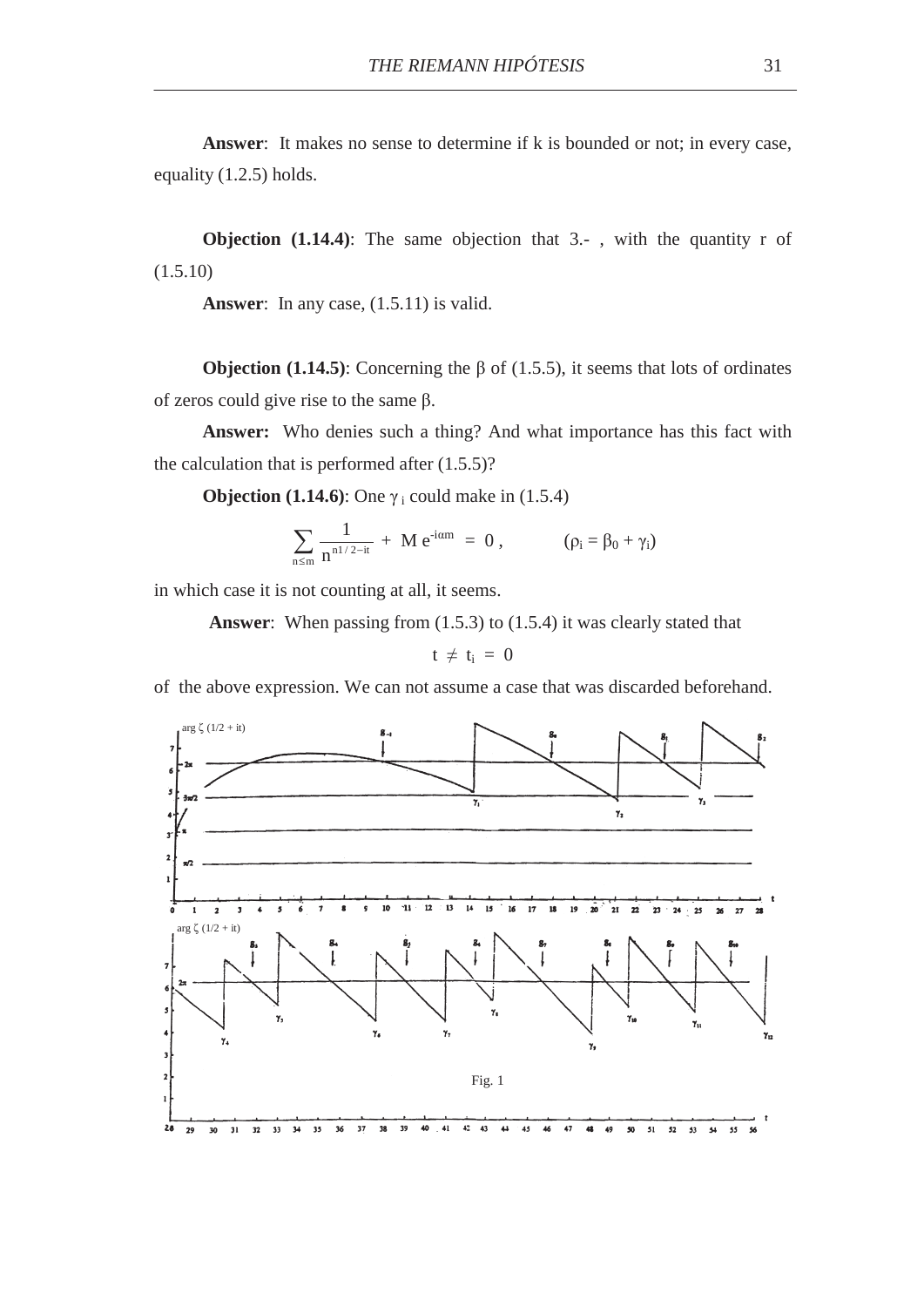**Answer**: It makes no sense to determine if k is bounded or not; in every case, equality (1.2.5) holds.

**Objection (1.14.4)**: The same objection that 3.- , with the quantity r of (1.5.10)

**Answer**: In any case, (1.5.11) is valid.

**Objection (1.14.5)**: Concerning the $\beta$ of (1.5.5), it seems that lots of ordinates of zeros could give rise to the same $\beta$.

**Answer:** Who denies such a thing? And what importance has this fact with the calculation that is performed after (1.5.5)?

**Objection (1.14.6)**: One $\gamma_i$ could make in (1.5.4)

$$\sum_{n \leq m} \frac{1}{n^{n1/2-it}} + M e^{-i\alpha m} = 0 , \qquad (\rho_i = \beta_0 + \gamma_i)$$

in which case it is not counting at all, it seems.

**Answer**: When passing from (1.5.3) to (1.5.4) it was clearly stated that

$$t \neq t_i = 0$$

of the above expression. We can not assume a case that was discarded beforehand.

arg ζ (1/2 + it)

7
2π
6
5
3π/2
4
3
π
2
π/2
1

g₋₁ g₀ g₁ g₂

γ₁ γ₂ γ₃

0 1 2 3 4 5 6 7 8 9 10 11 12 13 14 15 16 17 18 19 20 21 22 23 24 25 26 27 28 t

arg ζ (1/2 + it)

7
2π
6
5
4
3
2
1

g₃ g₄ g₅ g₆ g₇ g₈ g₉ g₁₀

γ₄ γ₅ γ₆ γ₇ γ₈ γ₉ γ₁₀ γ₁₁ γ₁₂

28 29 30 31 32 33 34 35 36 37 38 39 40 41 42 43 44 45 46 47 48 49 50 51 52 53 54 55 56 t

Fig. 1